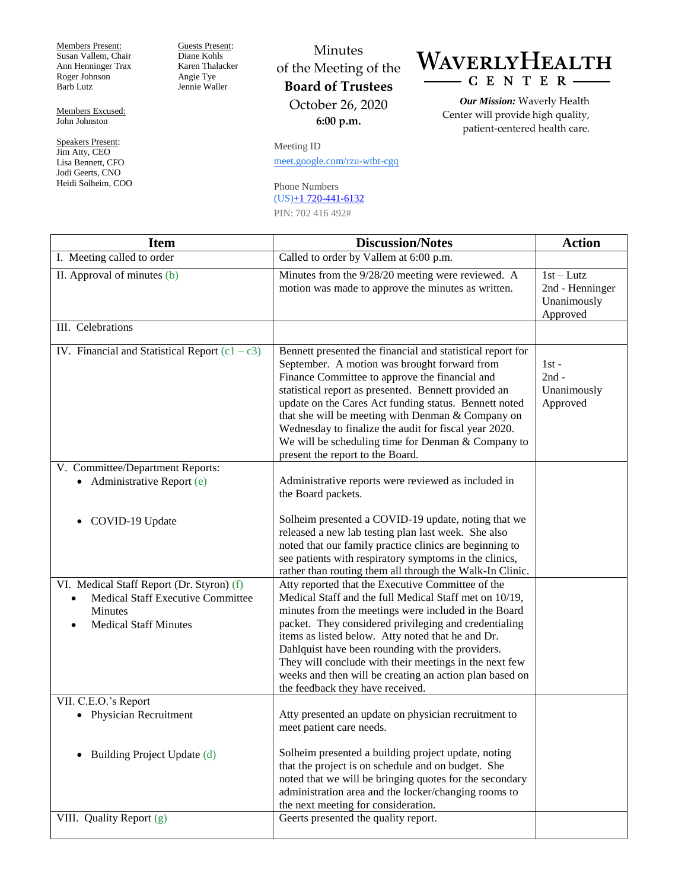Members Present:
Susan Vallem, Chair
Ann Henninger Trax
Roger Johnson
Barb Lutz

Members Excused:
John Johnston

Speakers Present:
Jim Atty, CEO
Lisa Bennett, CFO
Jodi Geerts, CNO
Heidi Solheim, COO

Guests Present:
Diane Kohls
Karen Thalacker
Angie Tye
Jennie Waller

# Minutes of the Meeting of the Board of Trustees

October 26, 2020

**6:00 p.m.**

Meeting ID
meet.google.com/rzu-wtbt-cgq

Phone Numbers
(US)+1 720-441-6132
PIN: 702 416 492#

**WAVERLY HEALTH CENTER**

***Our Mission:*** Waverly Health Center will provide high quality, patient-centered health care.

| Item | Discussion/Notes | Action |
|---|---|---|
| I. Meeting called to order | Called to order by Vallem at 6:00 p.m. | |
| II. Approval of minutes (b) | Minutes from the 9/28/20 meeting were reviewed. A motion was made to approve the minutes as written. | 1st – Lutz<br>2nd - Henninger<br>Unanimously Approved |
| III. Celebrations | | |
| IV. Financial and Statistical Report (c1 – c3) | Bennett presented the financial and statistical report for September. A motion was brought forward from Finance Committee to approve the financial and statistical report as presented. Bennett provided an update on the Cares Act funding status. Bennett noted that she will be meeting with Denman & Company on Wednesday to finalize the audit for fiscal year 2020. We will be scheduling time for Denman & Company to present the report to the Board. | 1st -<br>2nd -<br>Unanimously Approved |
| V. Committee/Department Reports:<br>• Administrative Report (e)<br><br>• COVID-19 Update | Administrative reports were reviewed as included in the Board packets.<br><br>Solheim presented a COVID-19 update, noting that we released a new lab testing plan last week. She also noted that our family practice clinics are beginning to see patients with respiratory symptoms in the clinics, rather than routing them all through the Walk-In Clinic. | |
| VI. Medical Staff Report (Dr. Styron) (f)<br>• Medical Staff Executive Committee Minutes<br>• Medical Staff Minutes | Atty reported that the Executive Committee of the Medical Staff and the full Medical Staff met on 10/19, minutes from the meetings were included in the Board packet. They considered privileging and credentialing items as listed below. Atty noted that he and Dr. Dahlquist have been rounding with the providers. They will conclude with their meetings in the next few weeks and then will be creating an action plan based on the feedback they have received. | |
| VII. C.E.O.'s Report<br>• Physician Recruitment<br><br>• Building Project Update (d) | Atty presented an update on physician recruitment to meet patient care needs.<br><br>Solheim presented a building project update, noting that the project is on schedule and on budget. She noted that we will be bringing quotes for the secondary administration area and the locker/changing rooms to the next meeting for consideration. | |
| VIII. Quality Report (g) | Geerts presented the quality report. | |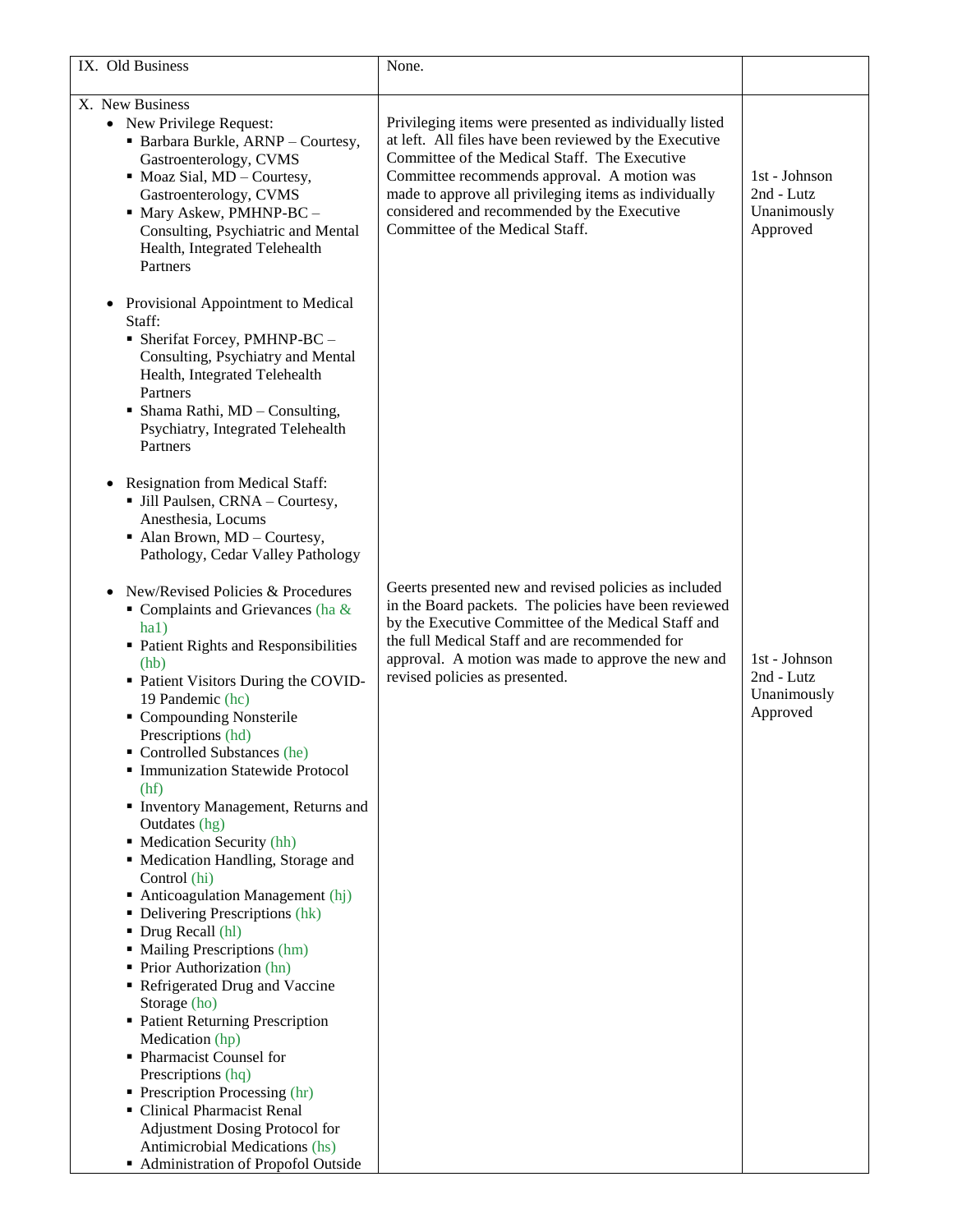| IX. Old Business | None. | |
|---|---|---|
| X. New Business<br>• New Privilege Request:<br>▪ Barbara Burkle, ARNP – Courtesy, Gastroenterology, CVMS<br>▪ Moaz Sial, MD – Courtesy, Gastroenterology, CVMS<br>▪ Mary Askew, PMHNP-BC – Consulting, Psychiatric and Mental Health, Integrated Telehealth Partners<br><br>• Provisional Appointment to Medical Staff:<br>▪ Sherifat Forcey, PMHNP-BC – Consulting, Psychiatry and Mental Health, Integrated Telehealth Partners<br>▪ Shama Rathi, MD – Consulting, Psychiatry, Integrated Telehealth Partners<br><br>• Resignation from Medical Staff:<br>▪ Jill Paulsen, CRNA – Courtesy, Anesthesia, Locums<br>▪ Alan Brown, MD – Courtesy, Pathology, Cedar Valley Pathology | Privileging items were presented as individually listed at left. All files have been reviewed by the Executive Committee of the Medical Staff. The Executive Committee recommends approval. A motion was made to approve all privileging items as individually considered and recommended by the Executive Committee of the Medical Staff. | 1st - Johnson<br>2nd - Lutz<br>Unanimously Approved |
| • New/Revised Policies & Procedures<br>▪ Complaints and Grievances (ha & ha1)<br>▪ Patient Rights and Responsibilities (hb)<br>▪ Patient Visitors During the COVID-19 Pandemic (hc)<br>▪ Compounding Nonsterile Prescriptions (hd)<br>▪ Controlled Substances (he)<br>▪ Immunization Statewide Protocol (hf)<br>▪ Inventory Management, Returns and Outdates (hg)<br>▪ Medication Security (hh)<br>▪ Medication Handling, Storage and Control (hi)<br>▪ Anticoagulation Management (hj)<br>▪ Delivering Prescriptions (hk)<br>▪ Drug Recall (hl)<br>▪ Mailing Prescriptions (hm)<br>▪ Prior Authorization (hn)<br>▪ Refrigerated Drug and Vaccine Storage (ho)<br>▪ Patient Returning Prescription Medication (hp)<br>▪ Pharmacist Counsel for Prescriptions (hq)<br>▪ Prescription Processing (hr)<br>▪ Clinical Pharmacist Renal Adjustment Dosing Protocol for Antimicrobial Medications (hs)<br>▪ Administration of Propofol Outside | Geerts presented new and revised policies as included in the Board packets. The policies have been reviewed by the Executive Committee of the Medical Staff and the full Medical Staff and are recommended for approval. A motion was made to approve the new and revised policies as presented. | 1st - Johnson<br>2nd - Lutz<br>Unanimously Approved |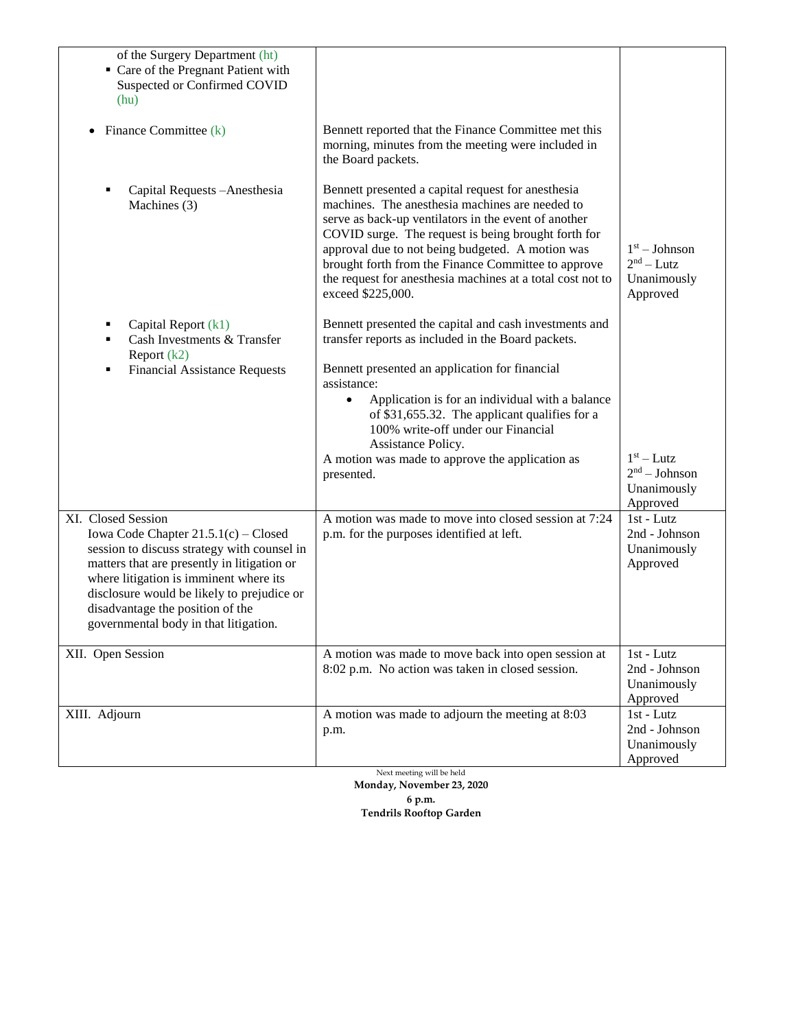| | | |
|---|---|---|
| of the Surgery Department (ht)<br>▪ Care of the Pregnant Patient with Suspected or Confirmed COVID (hu) | | |
| • Finance Committee (k) | Bennett reported that the Finance Committee met this morning, minutes from the meeting were included in the Board packets. | |
| ▪ Capital Requests –Anesthesia Machines (3) | Bennett presented a capital request for anesthesia machines. The anesthesia machines are needed to serve as back-up ventilators in the event of another COVID surge. The request is being brought forth for approval due to not being budgeted. A motion was brought forth from the Finance Committee to approve the request for anesthesia machines at a total cost not to exceed $225,000. | 1st – Johnson<br>2nd – Lutz<br>Unanimously Approved |
| ▪ Capital Report (k1)<br>▪ Cash Investments & Transfer Report (k2)<br>▪ Financial Assistance Requests | Bennett presented the capital and cash investments and transfer reports as included in the Board packets.<br><br>Bennett presented an application for financial assistance:<br>• Application is for an individual with a balance of $31,655.32. The applicant qualifies for a 100% write-off under our Financial Assistance Policy.<br>A motion was made to approve the application as presented. | 1st – Lutz<br>2nd – Johnson<br>Unanimously Approved |
| XI. Closed Session<br>Iowa Code Chapter 21.5.1(c) – Closed session to discuss strategy with counsel in matters that are presently in litigation or where litigation is imminent where its disclosure would be likely to prejudice or disadvantage the position of the governmental body in that litigation. | A motion was made to move into closed session at 7:24 p.m. for the purposes identified at left. | 1st - Lutz<br>2nd - Johnson<br>Unanimously Approved |
| XII. Open Session | A motion was made to move back into open session at 8:02 p.m. No action was taken in closed session. | 1st - Lutz<br>2nd - Johnson<br>Unanimously Approved |
| XIII. Adjourn | A motion was made to adjourn the meeting at 8:03 p.m. | 1st - Lutz<br>2nd - Johnson<br>Unanimously Approved |

Next meeting will be held
**Monday, November 23, 2020**
**6 p.m.**
**Tendrils Rooftop Garden**